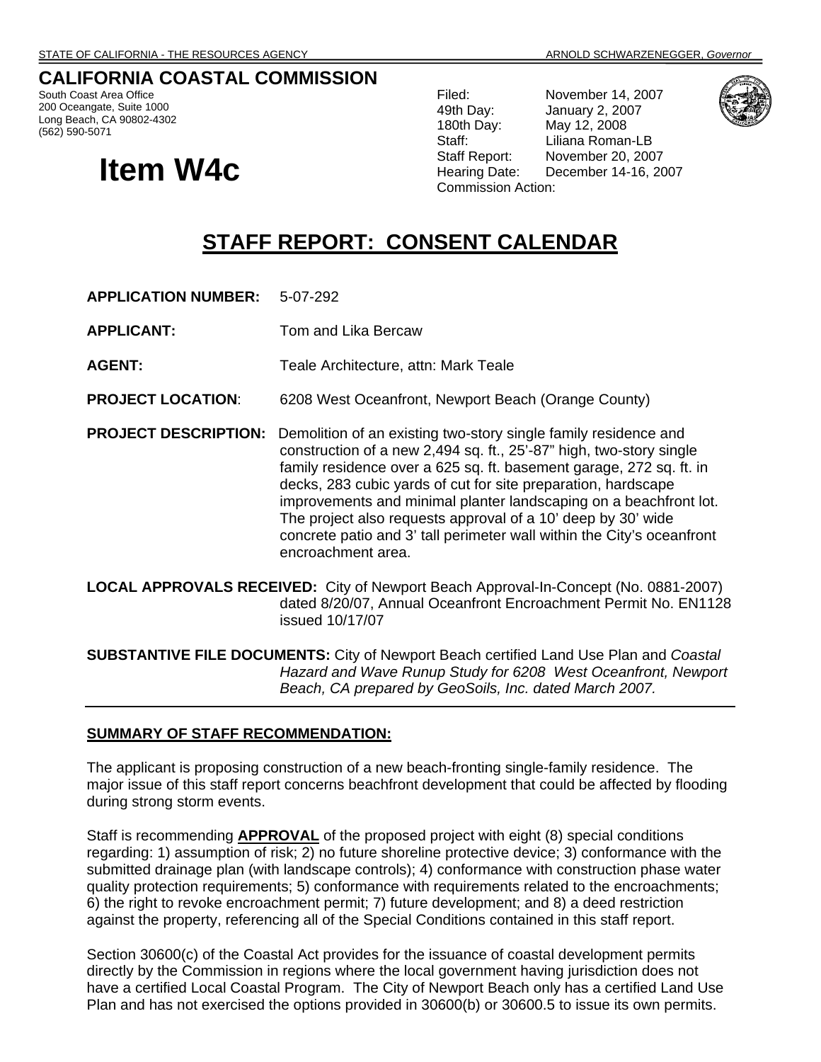STATE OF CALIFORNIA - THE RESOURCES AGENCY — ARNOLD SCHWARZENEGGER, *Governor*

# CALIFORNIA COASTAL COMMISSION

South Coast Area Office
200 Oceangate, Suite 1000
Long Beach, CA 90802-4302
(562) 590-5071

| | |
|---|---|
| Filed: | November 14, 2007 |
| 49th Day: | January 2, 2007 |
| 180th Day: | May 12, 2008 |
| Staff: | Liliana Roman-LB |
| Staff Report: | November 20, 2007 |
| Hearing Date: | December 14-16, 2007 |
| Commission Action: | |

# Item W4c

## STAFF REPORT: CONSENT CALENDAR

**APPLICATION NUMBER:** 5-07-292

**APPLICANT:** Tom and Lika Bercaw

**AGENT:** Teale Architecture, attn: Mark Teale

**PROJECT LOCATION**: 6208 West Oceanfront, Newport Beach (Orange County)

**PROJECT DESCRIPTION:** Demolition of an existing two-story single family residence and construction of a new 2,494 sq. ft., 25'-87" high, two-story single family residence over a 625 sq. ft. basement garage, 272 sq. ft. in decks, 283 cubic yards of cut for site preparation, hardscape improvements and minimal planter landscaping on a beachfront lot. The project also requests approval of a 10' deep by 30' wide concrete patio and 3' tall perimeter wall within the City's oceanfront encroachment area.

**LOCAL APPROVALS RECEIVED:** City of Newport Beach Approval-In-Concept (No. 0881-2007) dated 8/20/07, Annual Oceanfront Encroachment Permit No. EN1128 issued 10/17/07

**SUBSTANTIVE FILE DOCUMENTS:** City of Newport Beach certified Land Use Plan and *Coastal Hazard and Wave Runup Study for 6208 West Oceanfront, Newport Beach, CA prepared by GeoSoils, Inc. dated March 2007.*

---

### SUMMARY OF STAFF RECOMMENDATION:

The applicant is proposing construction of a new beach-fronting single-family residence. The major issue of this staff report concerns beachfront development that could be affected by flooding during strong storm events.

Staff is recommending **APPROVAL** of the proposed project with eight (8) special conditions regarding: 1) assumption of risk; 2) no future shoreline protective device; 3) conformance with the submitted drainage plan (with landscape controls); 4) conformance with construction phase water quality protection requirements; 5) conformance with requirements related to the encroachments; 6) the right to revoke encroachment permit; 7) future development; and 8) a deed restriction against the property, referencing all of the Special Conditions contained in this staff report.

Section 30600(c) of the Coastal Act provides for the issuance of coastal development permits directly by the Commission in regions where the local government having jurisdiction does not have a certified Local Coastal Program. The City of Newport Beach only has a certified Land Use Plan and has not exercised the options provided in 30600(b) or 30600.5 to issue its own permits.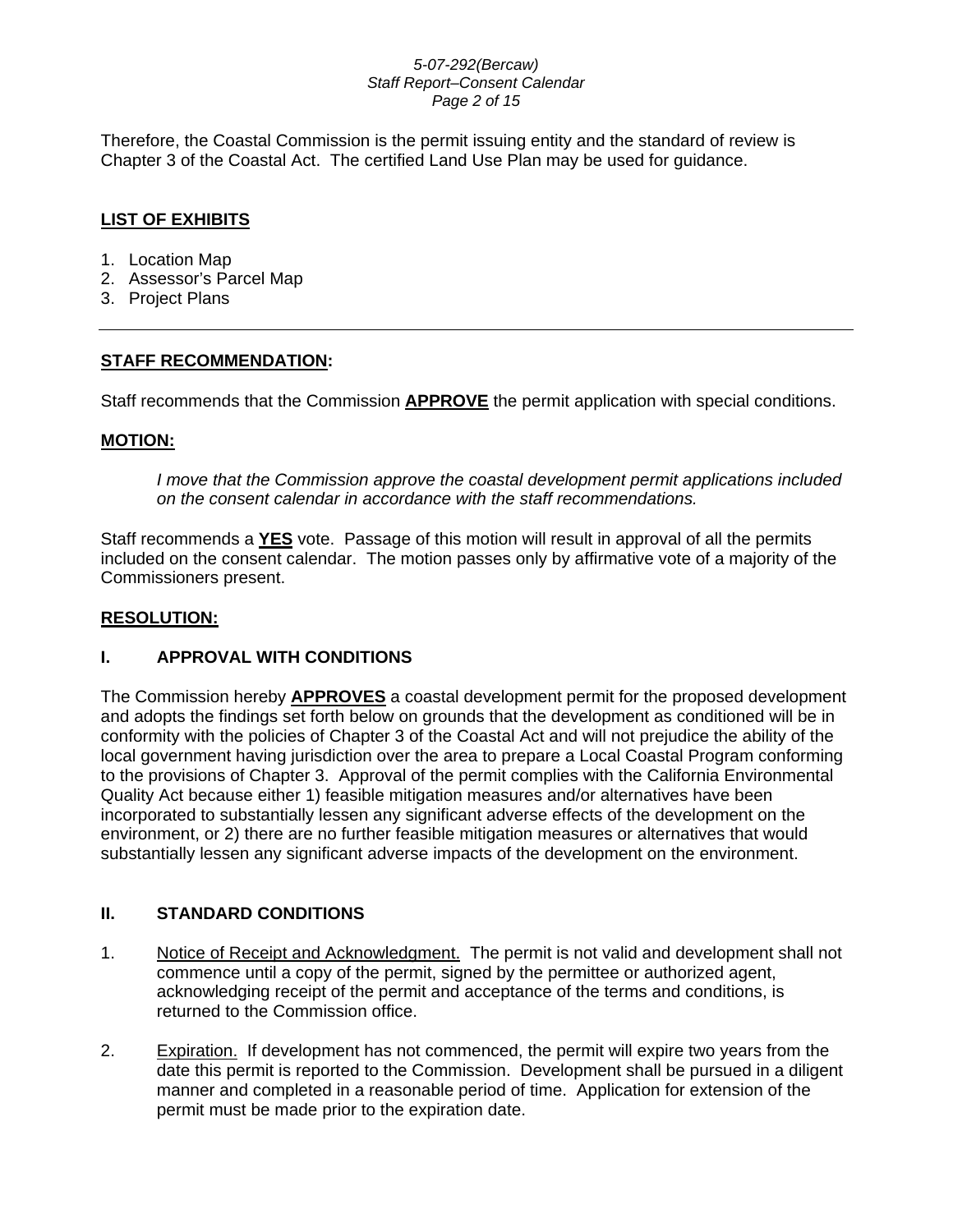Therefore, the Coastal Commission is the permit issuing entity and the standard of review is Chapter 3 of the Coastal Act. The certified Land Use Plan may be used for guidance.

## LIST OF EXHIBITS

1. Location Map
2. Assessor's Parcel Map
3. Project Plans

---

## STAFF RECOMMENDATION:

Staff recommends that the Commission **APPROVE** the permit application with special conditions.

## MOTION:

*I move that the Commission approve the coastal development permit applications included on the consent calendar in accordance with the staff recommendations.*

Staff recommends a **YES** vote. Passage of this motion will result in approval of all the permits included on the consent calendar. The motion passes only by affirmative vote of a majority of the Commissioners present.

## RESOLUTION:

## I. APPROVAL WITH CONDITIONS

The Commission hereby **APPROVES** a coastal development permit for the proposed development and adopts the findings set forth below on grounds that the development as conditioned will be in conformity with the policies of Chapter 3 of the Coastal Act and will not prejudice the ability of the local government having jurisdiction over the area to prepare a Local Coastal Program conforming to the provisions of Chapter 3. Approval of the permit complies with the California Environmental Quality Act because either 1) feasible mitigation measures and/or alternatives have been incorporated to substantially lessen any significant adverse effects of the development on the environment, or 2) there are no further feasible mitigation measures or alternatives that would substantially lessen any significant adverse impacts of the development on the environment.

## II. STANDARD CONDITIONS

1. Notice of Receipt and Acknowledgment. The permit is not valid and development shall not commence until a copy of the permit, signed by the permittee or authorized agent, acknowledging receipt of the permit and acceptance of the terms and conditions, is returned to the Commission office.

2. Expiration. If development has not commenced, the permit will expire two years from the date this permit is reported to the Commission. Development shall be pursued in a diligent manner and completed in a reasonable period of time. Application for extension of the permit must be made prior to the expiration date.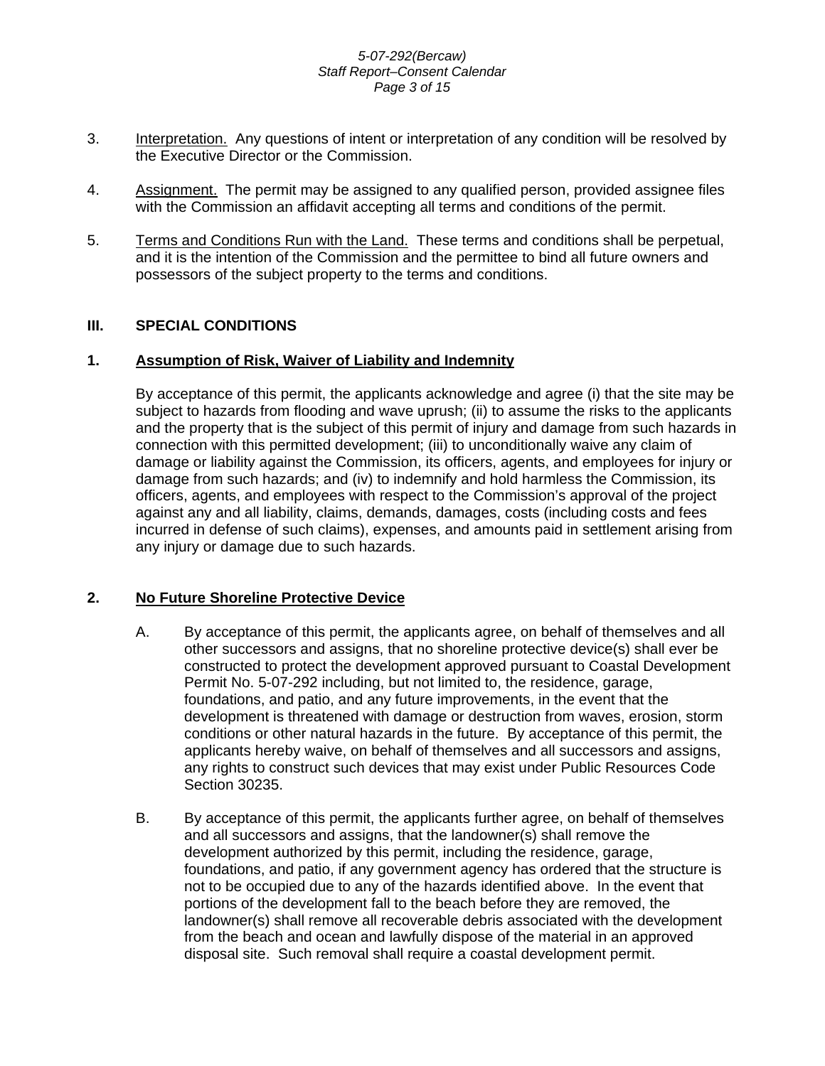3. Interpretation. Any questions of intent or interpretation of any condition will be resolved by the Executive Director or the Commission.

4. Assignment. The permit may be assigned to any qualified person, provided assignee files with the Commission an affidavit accepting all terms and conditions of the permit.

5. Terms and Conditions Run with the Land. These terms and conditions shall be perpetual, and it is the intention of the Commission and the permittee to bind all future owners and possessors of the subject property to the terms and conditions.

## III. SPECIAL CONDITIONS

### 1. Assumption of Risk, Waiver of Liability and Indemnity

By acceptance of this permit, the applicants acknowledge and agree (i) that the site may be subject to hazards from flooding and wave uprush; (ii) to assume the risks to the applicants and the property that is the subject of this permit of injury and damage from such hazards in connection with this permitted development; (iii) to unconditionally waive any claim of damage or liability against the Commission, its officers, agents, and employees for injury or damage from such hazards; and (iv) to indemnify and hold harmless the Commission, its officers, agents, and employees with respect to the Commission's approval of the project against any and all liability, claims, demands, damages, costs (including costs and fees incurred in defense of such claims), expenses, and amounts paid in settlement arising from any injury or damage due to such hazards.

### 2. No Future Shoreline Protective Device

A. By acceptance of this permit, the applicants agree, on behalf of themselves and all other successors and assigns, that no shoreline protective device(s) shall ever be constructed to protect the development approved pursuant to Coastal Development Permit No. 5-07-292 including, but not limited to, the residence, garage, foundations, and patio, and any future improvements, in the event that the development is threatened with damage or destruction from waves, erosion, storm conditions or other natural hazards in the future. By acceptance of this permit, the applicants hereby waive, on behalf of themselves and all successors and assigns, any rights to construct such devices that may exist under Public Resources Code Section 30235.

B. By acceptance of this permit, the applicants further agree, on behalf of themselves and all successors and assigns, that the landowner(s) shall remove the development authorized by this permit, including the residence, garage, foundations, and patio, if any government agency has ordered that the structure is not to be occupied due to any of the hazards identified above. In the event that portions of the development fall to the beach before they are removed, the landowner(s) shall remove all recoverable debris associated with the development from the beach and ocean and lawfully dispose of the material in an approved disposal site. Such removal shall require a coastal development permit.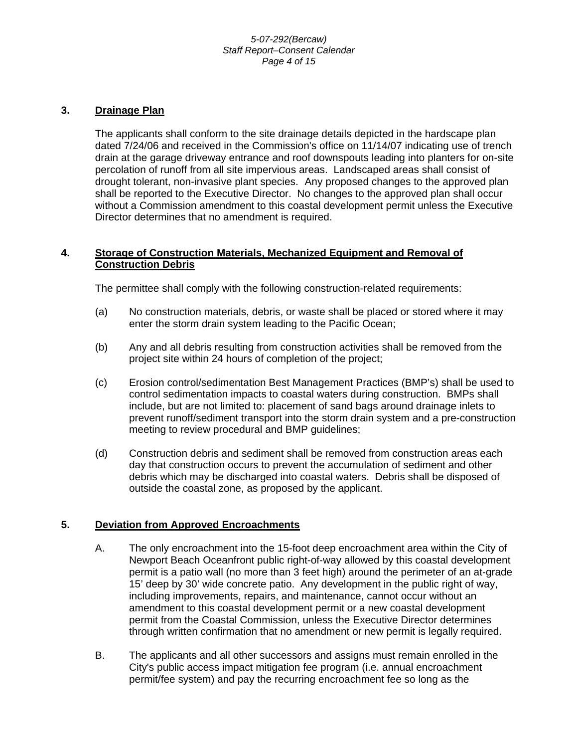### 3. Drainage Plan

The applicants shall conform to the site drainage details depicted in the hardscape plan dated 7/24/06 and received in the Commission's office on 11/14/07 indicating use of trench drain at the garage driveway entrance and roof downspouts leading into planters for on-site percolation of runoff from all site impervious areas. Landscaped areas shall consist of drought tolerant, non-invasive plant species. Any proposed changes to the approved plan shall be reported to the Executive Director. No changes to the approved plan shall occur without a Commission amendment to this coastal development permit unless the Executive Director determines that no amendment is required.

### 4. Storage of Construction Materials, Mechanized Equipment and Removal of Construction Debris

The permittee shall comply with the following construction-related requirements:

(a) No construction materials, debris, or waste shall be placed or stored where it may enter the storm drain system leading to the Pacific Ocean;

(b) Any and all debris resulting from construction activities shall be removed from the project site within 24 hours of completion of the project;

(c) Erosion control/sedimentation Best Management Practices (BMP's) shall be used to control sedimentation impacts to coastal waters during construction. BMPs shall include, but are not limited to: placement of sand bags around drainage inlets to prevent runoff/sediment transport into the storm drain system and a pre-construction meeting to review procedural and BMP guidelines;

(d) Construction debris and sediment shall be removed from construction areas each day that construction occurs to prevent the accumulation of sediment and other debris which may be discharged into coastal waters. Debris shall be disposed of outside the coastal zone, as proposed by the applicant.

### 5. Deviation from Approved Encroachments

A. The only encroachment into the 15-foot deep encroachment area within the City of Newport Beach Oceanfront public right-of-way allowed by this coastal development permit is a patio wall (no more than 3 feet high) around the perimeter of an at-grade 15' deep by 30' wide concrete patio. Any development in the public right of way, including improvements, repairs, and maintenance, cannot occur without an amendment to this coastal development permit or a new coastal development permit from the Coastal Commission, unless the Executive Director determines through written confirmation that no amendment or new permit is legally required.

B. The applicants and all other successors and assigns must remain enrolled in the City's public access impact mitigation fee program (i.e. annual encroachment permit/fee system) and pay the recurring encroachment fee so long as the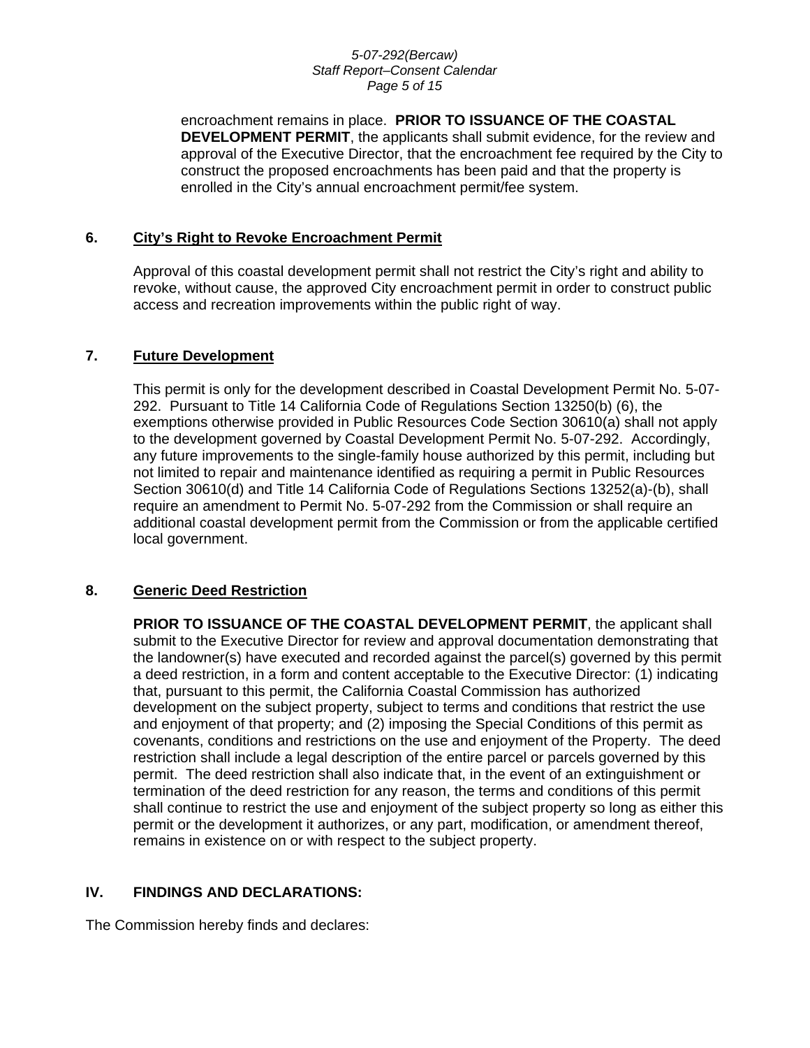encroachment remains in place. **PRIOR TO ISSUANCE OF THE COASTAL DEVELOPMENT PERMIT**, the applicants shall submit evidence, for the review and approval of the Executive Director, that the encroachment fee required by the City to construct the proposed encroachments has been paid and that the property is enrolled in the City's annual encroachment permit/fee system.

**6. City's Right to Revoke Encroachment Permit**

Approval of this coastal development permit shall not restrict the City's right and ability to revoke, without cause, the approved City encroachment permit in order to construct public access and recreation improvements within the public right of way.

**7. Future Development**

This permit is only for the development described in Coastal Development Permit No. 5-07-292. Pursuant to Title 14 California Code of Regulations Section 13250(b) (6), the exemptions otherwise provided in Public Resources Code Section 30610(a) shall not apply to the development governed by Coastal Development Permit No. 5-07-292. Accordingly, any future improvements to the single-family house authorized by this permit, including but not limited to repair and maintenance identified as requiring a permit in Public Resources Section 30610(d) and Title 14 California Code of Regulations Sections 13252(a)-(b), shall require an amendment to Permit No. 5-07-292 from the Commission or shall require an additional coastal development permit from the Commission or from the applicable certified local government.

**8. Generic Deed Restriction**

**PRIOR TO ISSUANCE OF THE COASTAL DEVELOPMENT PERMIT**, the applicant shall submit to the Executive Director for review and approval documentation demonstrating that the landowner(s) have executed and recorded against the parcel(s) governed by this permit a deed restriction, in a form and content acceptable to the Executive Director: (1) indicating that, pursuant to this permit, the California Coastal Commission has authorized development on the subject property, subject to terms and conditions that restrict the use and enjoyment of that property; and (2) imposing the Special Conditions of this permit as covenants, conditions and restrictions on the use and enjoyment of the Property. The deed restriction shall include a legal description of the entire parcel or parcels governed by this permit. The deed restriction shall also indicate that, in the event of an extinguishment or termination of the deed restriction for any reason, the terms and conditions of this permit shall continue to restrict the use and enjoyment of the subject property so long as either this permit or the development it authorizes, or any part, modification, or amendment thereof, remains in existence on or with respect to the subject property.

## IV. FINDINGS AND DECLARATIONS:

The Commission hereby finds and declares: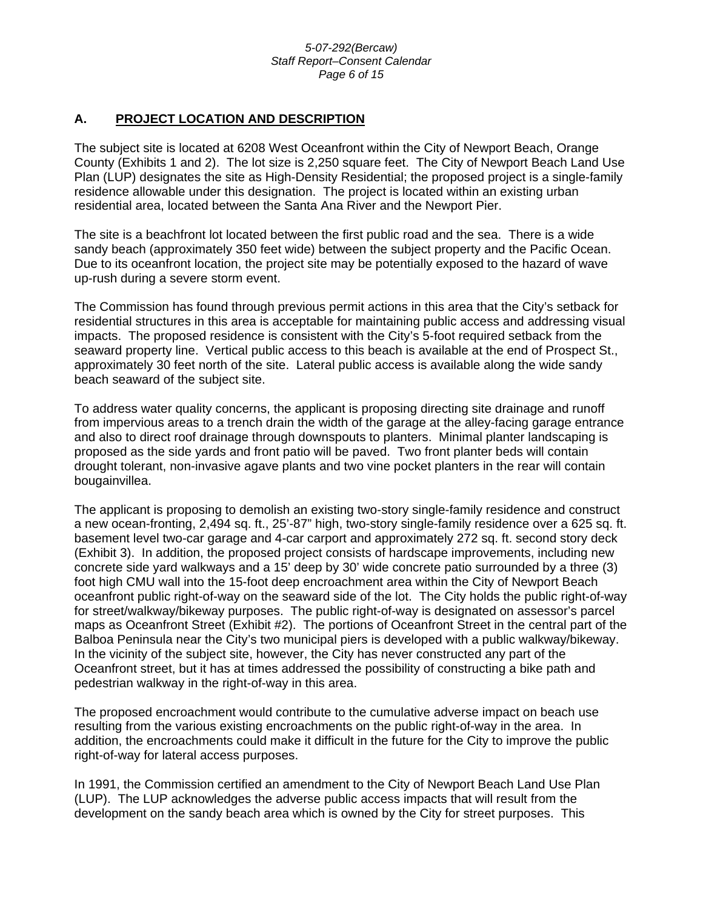## A. PROJECT LOCATION AND DESCRIPTION

The subject site is located at 6208 West Oceanfront within the City of Newport Beach, Orange County (Exhibits 1 and 2). The lot size is 2,250 square feet. The City of Newport Beach Land Use Plan (LUP) designates the site as High-Density Residential; the proposed project is a single-family residence allowable under this designation. The project is located within an existing urban residential area, located between the Santa Ana River and the Newport Pier.

The site is a beachfront lot located between the first public road and the sea. There is a wide sandy beach (approximately 350 feet wide) between the subject property and the Pacific Ocean. Due to its oceanfront location, the project site may be potentially exposed to the hazard of wave up-rush during a severe storm event.

The Commission has found through previous permit actions in this area that the City's setback for residential structures in this area is acceptable for maintaining public access and addressing visual impacts. The proposed residence is consistent with the City's 5-foot required setback from the seaward property line. Vertical public access to this beach is available at the end of Prospect St., approximately 30 feet north of the site. Lateral public access is available along the wide sandy beach seaward of the subject site.

To address water quality concerns, the applicant is proposing directing site drainage and runoff from impervious areas to a trench drain the width of the garage at the alley-facing garage entrance and also to direct roof drainage through downspouts to planters. Minimal planter landscaping is proposed as the side yards and front patio will be paved. Two front planter beds will contain drought tolerant, non-invasive agave plants and two vine pocket planters in the rear will contain bougainvillea.

The applicant is proposing to demolish an existing two-story single-family residence and construct a new ocean-fronting, 2,494 sq. ft., 25'-87" high, two-story single-family residence over a 625 sq. ft. basement level two-car garage and 4-car carport and approximately 272 sq. ft. second story deck (Exhibit 3). In addition, the proposed project consists of hardscape improvements, including new concrete side yard walkways and a 15' deep by 30' wide concrete patio surrounded by a three (3) foot high CMU wall into the 15-foot deep encroachment area within the City of Newport Beach oceanfront public right-of-way on the seaward side of the lot. The City holds the public right-of-way for street/walkway/bikeway purposes. The public right-of-way is designated on assessor's parcel maps as Oceanfront Street (Exhibit #2). The portions of Oceanfront Street in the central part of the Balboa Peninsula near the City's two municipal piers is developed with a public walkway/bikeway. In the vicinity of the subject site, however, the City has never constructed any part of the Oceanfront street, but it has at times addressed the possibility of constructing a bike path and pedestrian walkway in the right-of-way in this area.

The proposed encroachment would contribute to the cumulative adverse impact on beach use resulting from the various existing encroachments on the public right-of-way in the area. In addition, the encroachments could make it difficult in the future for the City to improve the public right-of-way for lateral access purposes.

In 1991, the Commission certified an amendment to the City of Newport Beach Land Use Plan (LUP). The LUP acknowledges the adverse public access impacts that will result from the development on the sandy beach area which is owned by the City for street purposes. This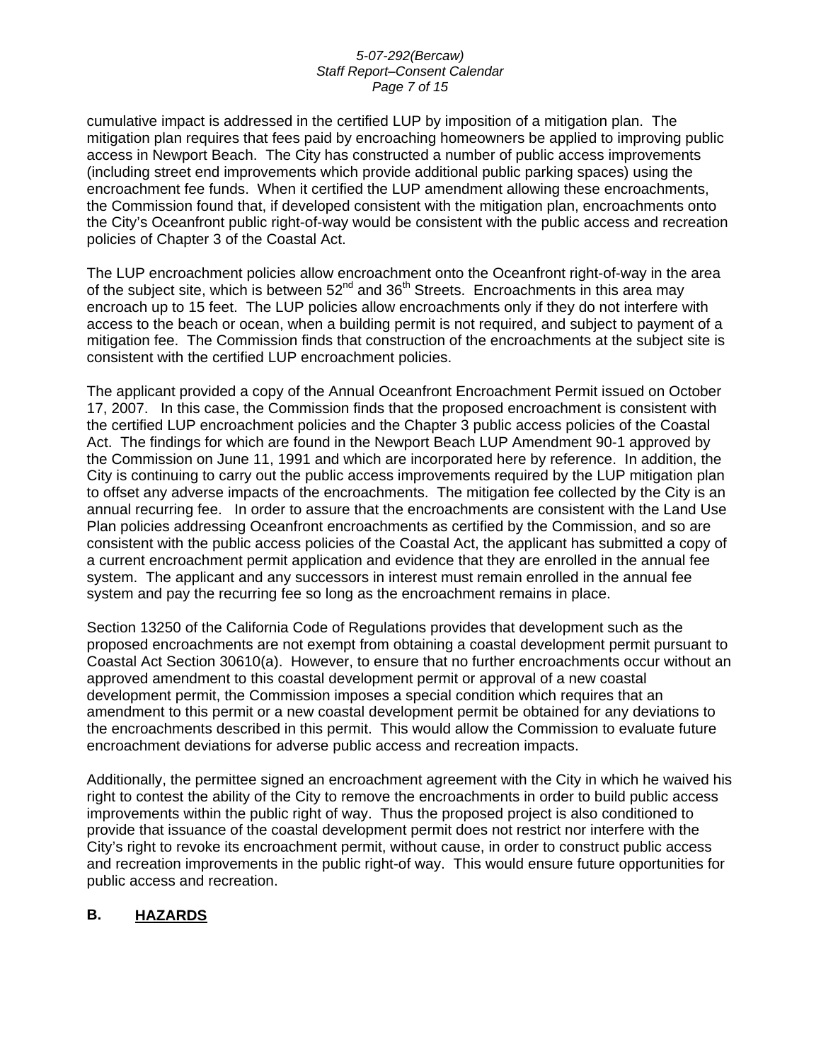cumulative impact is addressed in the certified LUP by imposition of a mitigation plan. The mitigation plan requires that fees paid by encroaching homeowners be applied to improving public access in Newport Beach. The City has constructed a number of public access improvements (including street end improvements which provide additional public parking spaces) using the encroachment fee funds. When it certified the LUP amendment allowing these encroachments, the Commission found that, if developed consistent with the mitigation plan, encroachments onto the City's Oceanfront public right-of-way would be consistent with the public access and recreation policies of Chapter 3 of the Coastal Act.

The LUP encroachment policies allow encroachment onto the Oceanfront right-of-way in the area of the subject site, which is between 52nd and 36th Streets. Encroachments in this area may encroach up to 15 feet. The LUP policies allow encroachments only if they do not interfere with access to the beach or ocean, when a building permit is not required, and subject to payment of a mitigation fee. The Commission finds that construction of the encroachments at the subject site is consistent with the certified LUP encroachment policies.

The applicant provided a copy of the Annual Oceanfront Encroachment Permit issued on October 17, 2007. In this case, the Commission finds that the proposed encroachment is consistent with the certified LUP encroachment policies and the Chapter 3 public access policies of the Coastal Act. The findings for which are found in the Newport Beach LUP Amendment 90-1 approved by the Commission on June 11, 1991 and which are incorporated here by reference. In addition, the City is continuing to carry out the public access improvements required by the LUP mitigation plan to offset any adverse impacts of the encroachments. The mitigation fee collected by the City is an annual recurring fee. In order to assure that the encroachments are consistent with the Land Use Plan policies addressing Oceanfront encroachments as certified by the Commission, and so are consistent with the public access policies of the Coastal Act, the applicant has submitted a copy of a current encroachment permit application and evidence that they are enrolled in the annual fee system. The applicant and any successors in interest must remain enrolled in the annual fee system and pay the recurring fee so long as the encroachment remains in place.

Section 13250 of the California Code of Regulations provides that development such as the proposed encroachments are not exempt from obtaining a coastal development permit pursuant to Coastal Act Section 30610(a). However, to ensure that no further encroachments occur without an approved amendment to this coastal development permit or approval of a new coastal development permit, the Commission imposes a special condition which requires that an amendment to this permit or a new coastal development permit be obtained for any deviations to the encroachments described in this permit. This would allow the Commission to evaluate future encroachment deviations for adverse public access and recreation impacts.

Additionally, the permittee signed an encroachment agreement with the City in which he waived his right to contest the ability of the City to remove the encroachments in order to build public access improvements within the public right of way. Thus the proposed project is also conditioned to provide that issuance of the coastal development permit does not restrict nor interfere with the City's right to revoke its encroachment permit, without cause, in order to construct public access and recreation improvements in the public right-of way. This would ensure future opportunities for public access and recreation.

## B. HAZARDS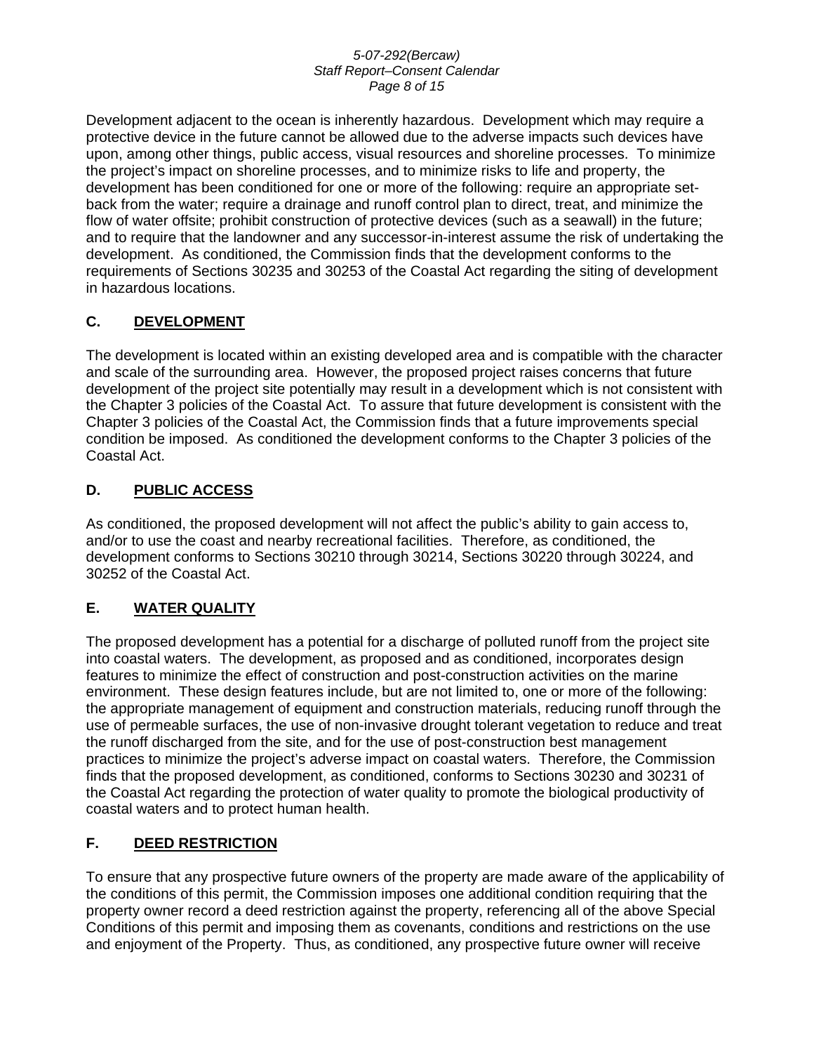Development adjacent to the ocean is inherently hazardous. Development which may require a protective device in the future cannot be allowed due to the adverse impacts such devices have upon, among other things, public access, visual resources and shoreline processes. To minimize the project's impact on shoreline processes, and to minimize risks to life and property, the development has been conditioned for one or more of the following: require an appropriate set-back from the water; require a drainage and runoff control plan to direct, treat, and minimize the flow of water offsite; prohibit construction of protective devices (such as a seawall) in the future; and to require that the landowner and any successor-in-interest assume the risk of undertaking the development. As conditioned, the Commission finds that the development conforms to the requirements of Sections 30235 and 30253 of the Coastal Act regarding the siting of development in hazardous locations.

## C. DEVELOPMENT

The development is located within an existing developed area and is compatible with the character and scale of the surrounding area. However, the proposed project raises concerns that future development of the project site potentially may result in a development which is not consistent with the Chapter 3 policies of the Coastal Act. To assure that future development is consistent with the Chapter 3 policies of the Coastal Act, the Commission finds that a future improvements special condition be imposed. As conditioned the development conforms to the Chapter 3 policies of the Coastal Act.

## D. PUBLIC ACCESS

As conditioned, the proposed development will not affect the public's ability to gain access to, and/or to use the coast and nearby recreational facilities. Therefore, as conditioned, the development conforms to Sections 30210 through 30214, Sections 30220 through 30224, and 30252 of the Coastal Act.

## E. WATER QUALITY

The proposed development has a potential for a discharge of polluted runoff from the project site into coastal waters. The development, as proposed and as conditioned, incorporates design features to minimize the effect of construction and post-construction activities on the marine environment. These design features include, but are not limited to, one or more of the following: the appropriate management of equipment and construction materials, reducing runoff through the use of permeable surfaces, the use of non-invasive drought tolerant vegetation to reduce and treat the runoff discharged from the site, and for the use of post-construction best management practices to minimize the project's adverse impact on coastal waters. Therefore, the Commission finds that the proposed development, as conditioned, conforms to Sections 30230 and 30231 of the Coastal Act regarding the protection of water quality to promote the biological productivity of coastal waters and to protect human health.

## F. DEED RESTRICTION

To ensure that any prospective future owners of the property are made aware of the applicability of the conditions of this permit, the Commission imposes one additional condition requiring that the property owner record a deed restriction against the property, referencing all of the above Special Conditions of this permit and imposing them as covenants, conditions and restrictions on the use and enjoyment of the Property. Thus, as conditioned, any prospective future owner will receive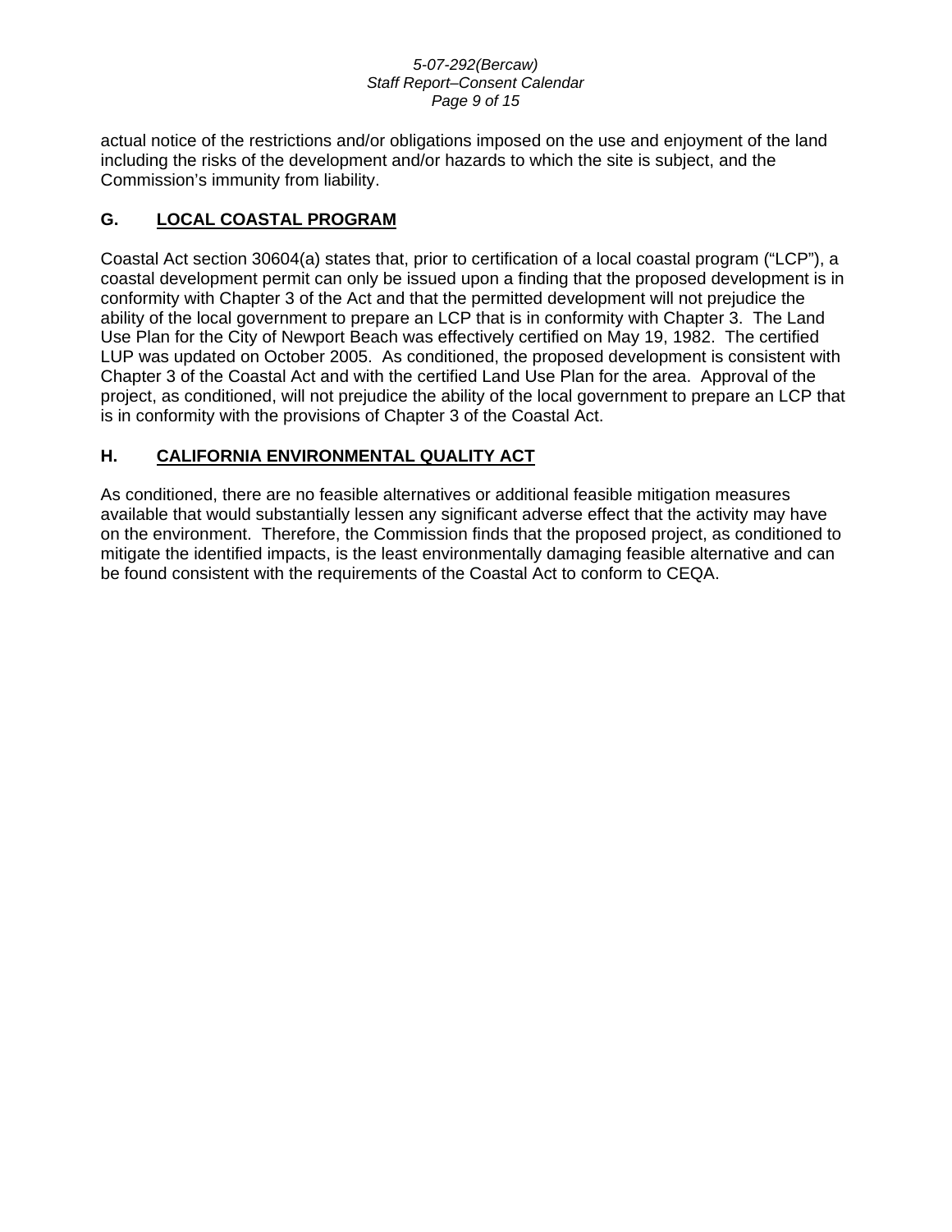actual notice of the restrictions and/or obligations imposed on the use and enjoyment of the land including the risks of the development and/or hazards to which the site is subject, and the Commission's immunity from liability.

## G. LOCAL COASTAL PROGRAM

Coastal Act section 30604(a) states that, prior to certification of a local coastal program ("LCP"), a coastal development permit can only be issued upon a finding that the proposed development is in conformity with Chapter 3 of the Act and that the permitted development will not prejudice the ability of the local government to prepare an LCP that is in conformity with Chapter 3. The Land Use Plan for the City of Newport Beach was effectively certified on May 19, 1982. The certified LUP was updated on October 2005. As conditioned, the proposed development is consistent with Chapter 3 of the Coastal Act and with the certified Land Use Plan for the area. Approval of the project, as conditioned, will not prejudice the ability of the local government to prepare an LCP that is in conformity with the provisions of Chapter 3 of the Coastal Act.

## H. CALIFORNIA ENVIRONMENTAL QUALITY ACT

As conditioned, there are no feasible alternatives or additional feasible mitigation measures available that would substantially lessen any significant adverse effect that the activity may have on the environment. Therefore, the Commission finds that the proposed project, as conditioned to mitigate the identified impacts, is the least environmentally damaging feasible alternative and can be found consistent with the requirements of the Coastal Act to conform to CEQA.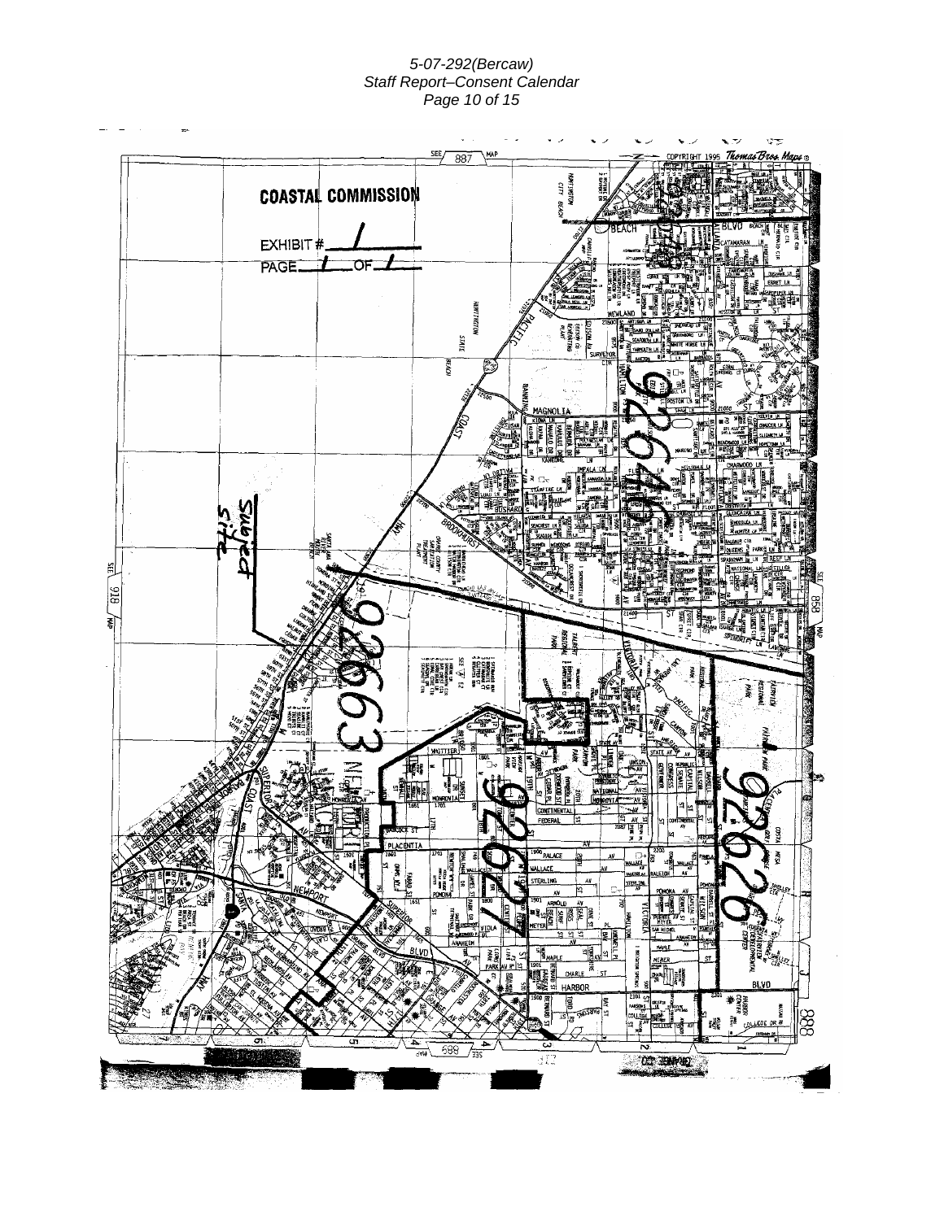**COASTAL COMMISSION**

EXHIBIT # 1

PAGE 1 OF 1

Subject site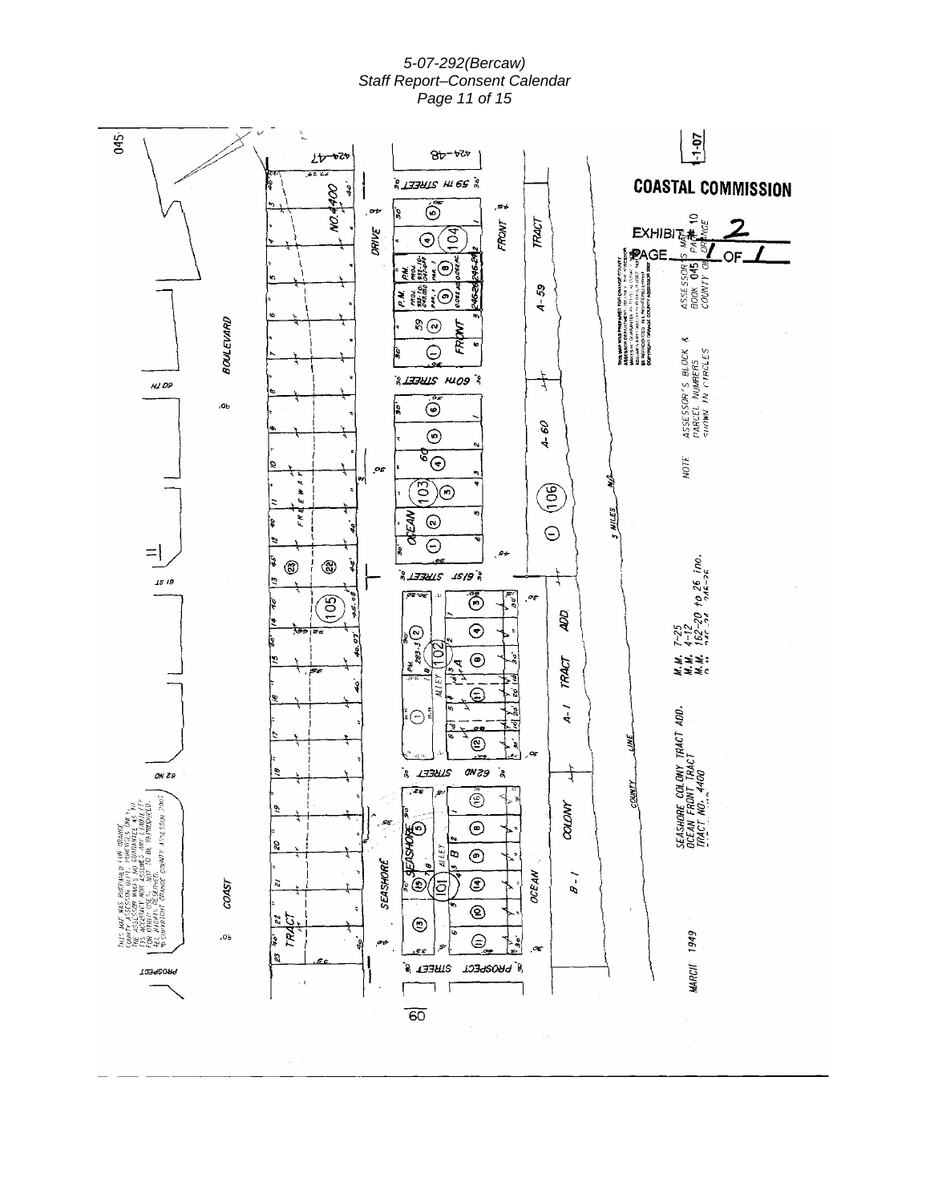**COASTAL COMMISSION**

EXHIBIT # 2

PAGE 1 OF 1

ASSESSOR'S MAP BOOK 045 PAGE 10 COUNTY OF ORANGE

NOTE: ASSESSOR'S BLOCK & PARCEL NUMBERS SHOWN IN CIRCLES

M.M. 7-25
M.M. 4-12
M.M. 152-20 to 26 inc.

SEASHORE COLONY TRACT ADD.
OCEAN FRONT TRACT
TRACT NO. 4400

MARCH 1949

THIS MAP WAS PREPARED FOR ORANGE COUNTY ASSESSOR DEPT. PURPOSES ONLY. THE ASSESSOR MAKES NO GUARANTEE AS TO ITS ACCURACY NOR ASSUMES ANY LIABILITY FOR OTHER USES. NOT TO BE REPRODUCED. ALL RIGHTS RESERVED. © COPYRIGHT ORANGE COUNTY ASSESSOR 2002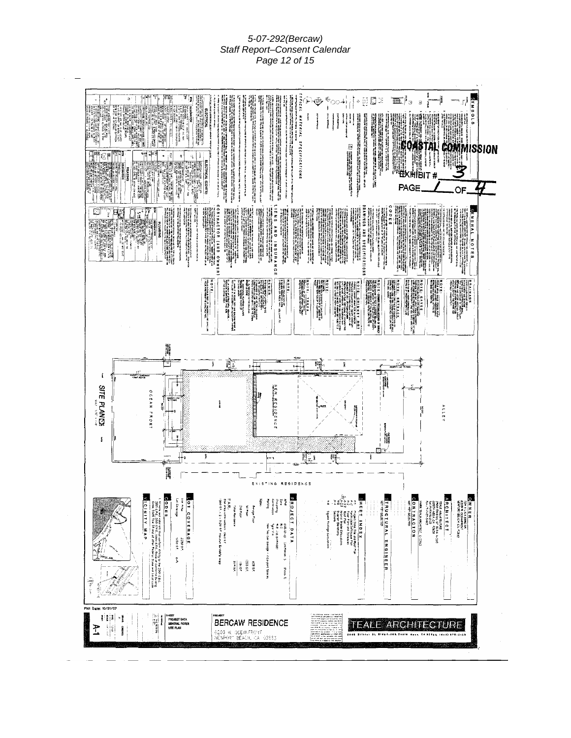COASTAL COMMISSION

EXHIBIT # 3

PAGE 1 OF 4

SITE PLAN

OCEAN FRONT

ALLEY

NEW RESIDENCE

EXISTING RESIDENCE

TEALE ARCHITECTURE

BERCAW RESIDENCE

6203 W. OCEANFRONT
NEWPORT BEACH, CA 92663

PROJECT DATA
GENERAL NOTES
SITE PLAN

A-1

Plot Date: 10/31/07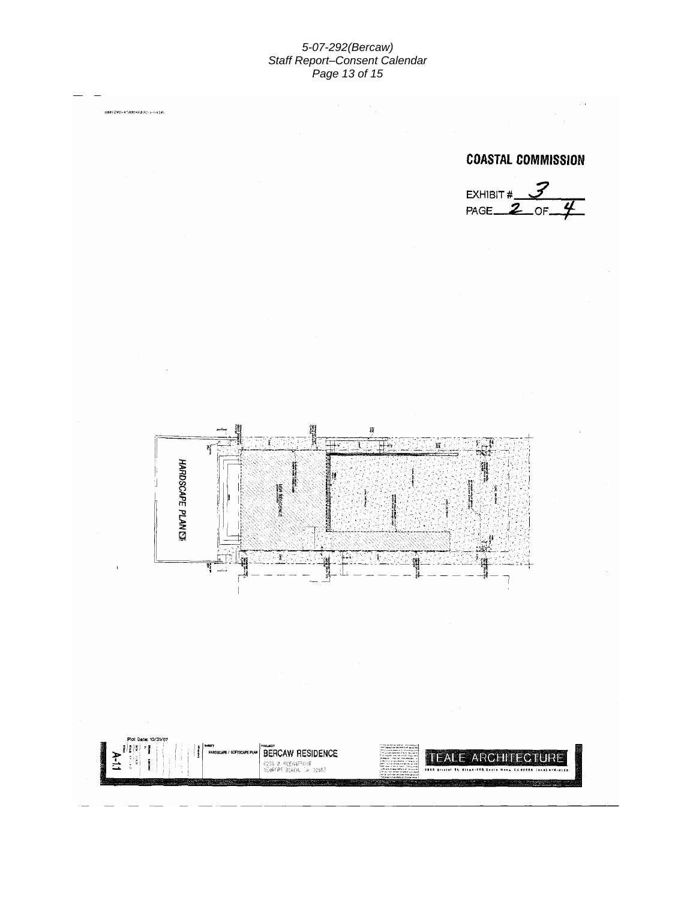**COASTAL COMMISSION**

EXHIBIT # 3
PAGE 2 OF 4

HARDSCAPE PLAN

NEW RESIDENCE

Plot Date: 10/31/07

A-1.1

SHEET
HARDSCAPE / SOFTSCAPE PLAN

PROJECT
**BERCAW RESIDENCE**
7008 W. OCEANFRONT
NEWPORT BEACH, CA 92663

TEALE ARCHITECTURE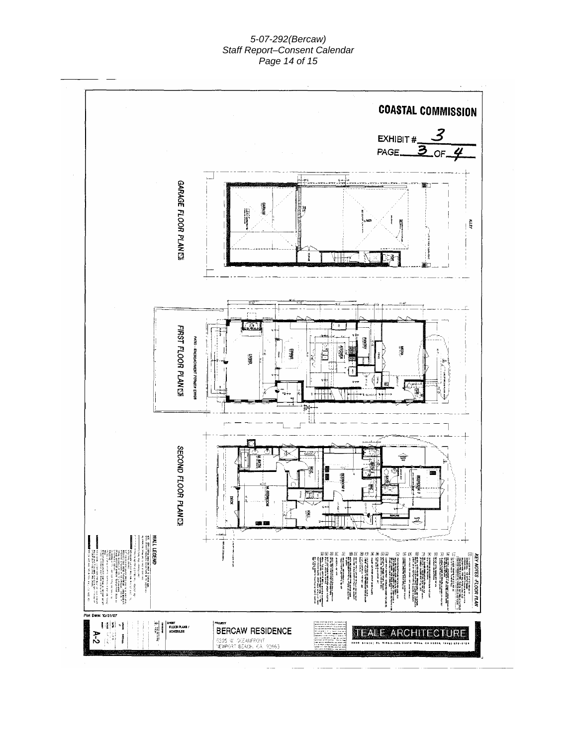COASTAL COMMISSION

EXHIBIT # 3

PAGE 3 OF 4

GARAGE FLOOR PLAN

FIRST FLOOR PLAN

SECOND FLOOR PLAN

KEY NOTES -FLOOR PLAN

WALL LEGEND

Plot Date: 10/31/07

SHEET FLOOR PLANS / SCHEDULES

PROJECT

BERCAW RESIDENCE

5205 W. OCEANFRONT
NEWPORT BEACH, CA 92663

TEALE ARCHITECTURE

A-2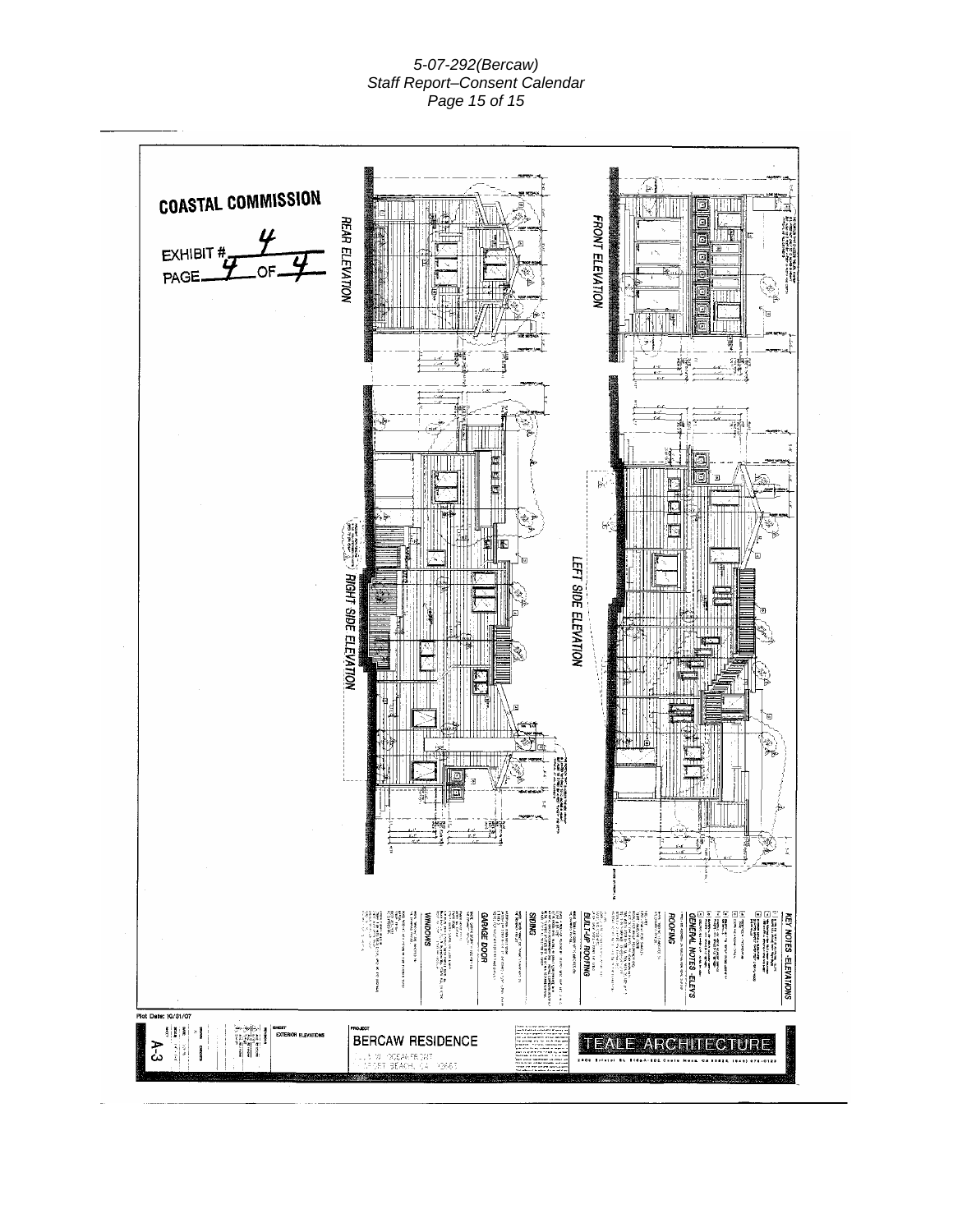COASTAL COMMISSION

EXHIBIT # 4

PAGE 4 OF 4

REAR ELEVATION

FRONT ELEVATION

RIGHT SIDE ELEVATION

LEFT SIDE ELEVATION

KEY NOTES -ELEVATIONS

GENERAL NOTES -ELEVS

ROOFING

BUILT-UP ROOFING

SIDING

GARAGE DOOR

WINDOWS

Plot Date: 10/31/07

EXTERIOR ELEVATIONS

A-3

BERCAW RESIDENCE

TEALE ARCHITECTURE